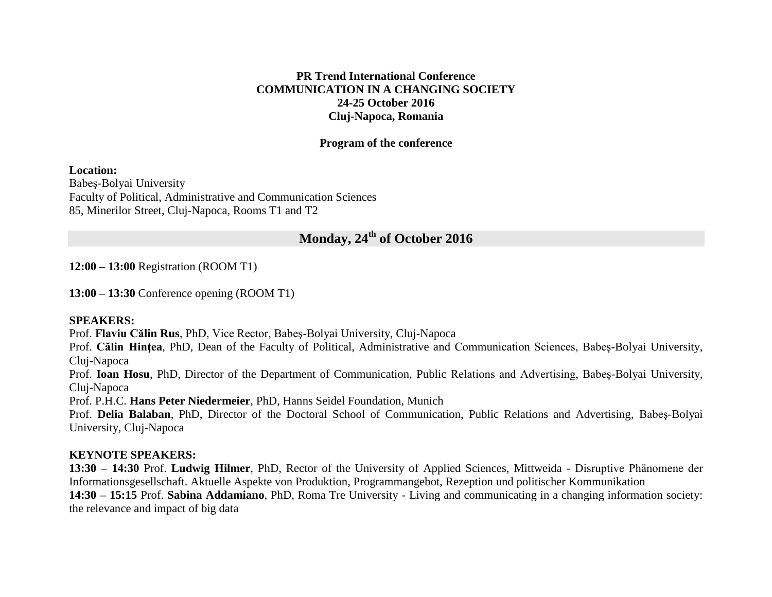**PR Trend International Conference**
**COMMUNICATION IN A CHANGING SOCIETY**
**24-25 October 2016**
**Cluj-Napoca, Romania**

**Program of the conference**

**Location:**
Babeş-Bolyai University
Faculty of Political, Administrative and Communication Sciences
85, Minerilor Street, Cluj-Napoca, Rooms T1 and T2

## Monday, 24th of October 2016

**12:00 – 13:00** Registration (ROOM T1)

**13:00 – 13:30** Conference opening (ROOM T1)

**SPEAKERS:**
Prof. **Flaviu Călin Rus**, PhD, Vice Rector, Babeş-Bolyai University, Cluj-Napoca
Prof. **Călin Hințea**, PhD, Dean of the Faculty of Political, Administrative and Communication Sciences, Babeş-Bolyai University, Cluj-Napoca
Prof. **Ioan Hosu**, PhD, Director of the Department of Communication, Public Relations and Advertising, Babeş-Bolyai University, Cluj-Napoca
Prof. P.H.C. **Hans Peter Niedermeier**, PhD, Hanns Seidel Foundation, Munich
Prof. **Delia Balaban**, PhD, Director of the Doctoral School of Communication, Public Relations and Advertising, Babeş-Bolyai University, Cluj-Napoca

**KEYNOTE SPEAKERS:**
**13:30 – 14:30** Prof. **Ludwig Hilmer**, PhD, Rector of the University of Applied Sciences, Mittweida - Disruptive Phänomene der Informationsgesellschaft. Aktuelle Aspekte von Produktion, Programmangebot, Rezeption und politischer Kommunikation
**14:30 – 15:15** Prof. **Sabina Addamiano**, PhD, Roma Tre University - Living and communicating in a changing information society: the relevance and impact of big data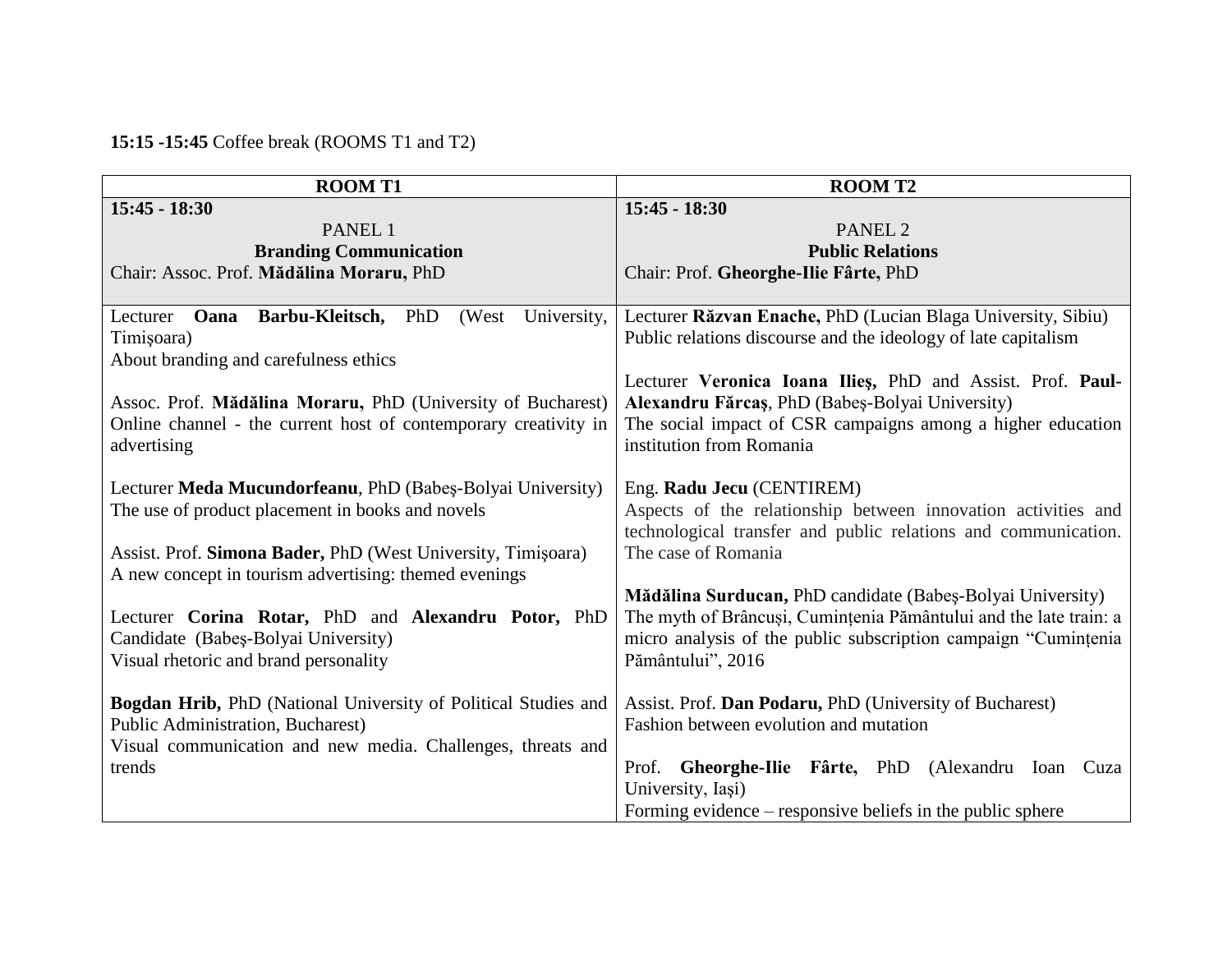**15:15 -15:45** Coffee break (ROOMS T1 and T2)

| **ROOM T1** | **ROOM T2** |
|---|---|
| **15:45 - 18:30**<br>PANEL 1<br>**Branding Communication**<br>Chair: Assoc. Prof. **Mădălina Moraru,** PhD | **15:45 - 18:30**<br>PANEL 2<br>**Public Relations**<br>Chair: Prof. **Gheorghe-Ilie Fârte,** PhD |
| Lecturer **Oana Barbu-Kleitsch,** PhD (West University, Timişoara)<br>About branding and carefulness ethics<br><br>Assoc. Prof. **Mădălina Moraru,** PhD (University of Bucharest)<br>Online channel - the current host of contemporary creativity in advertising<br><br>Lecturer **Meda Mucundorfeanu**, PhD (Babeş-Bolyai University)<br>The use of product placement in books and novels<br><br>Assist. Prof. **Simona Bader,** PhD (West University, Timişoara)<br>A new concept in tourism advertising: themed evenings<br><br>Lecturer **Corina Rotar,** PhD and **Alexandru Potor,** PhD Candidate (Babeş-Bolyai University)<br>Visual rhetoric and brand personality<br><br>**Bogdan Hrib,** PhD (National University of Political Studies and Public Administration, Bucharest)<br>Visual communication and new media. Challenges, threats and trends | Lecturer **Răzvan Enache,** PhD (Lucian Blaga University, Sibiu)<br>Public relations discourse and the ideology of late capitalism<br><br>Lecturer **Veronica Ioana Ilieş,** PhD and Assist. Prof. **Paul-Alexandru Fărcaş**, PhD (Babeş-Bolyai University)<br>The social impact of CSR campaigns among a higher education institution from Romania<br><br>Eng. **Radu Jecu** (CENTIREM)<br>Aspects of the relationship between innovation activities and technological transfer and public relations and communication. The case of Romania<br><br>**Mădălina Surducan,** PhD candidate (Babeş-Bolyai University)<br>The myth of Brâncuși, Cumințenia Pământului and the late train: a micro analysis of the public subscription campaign "Cumințenia Pământului", 2016<br><br>Assist. Prof. **Dan Podaru,** PhD (University of Bucharest)<br>Fashion between evolution and mutation<br><br>Prof. **Gheorghe-Ilie Fârte,** PhD (Alexandru Ioan Cuza University, Iaşi)<br>Forming evidence – responsive beliefs in the public sphere |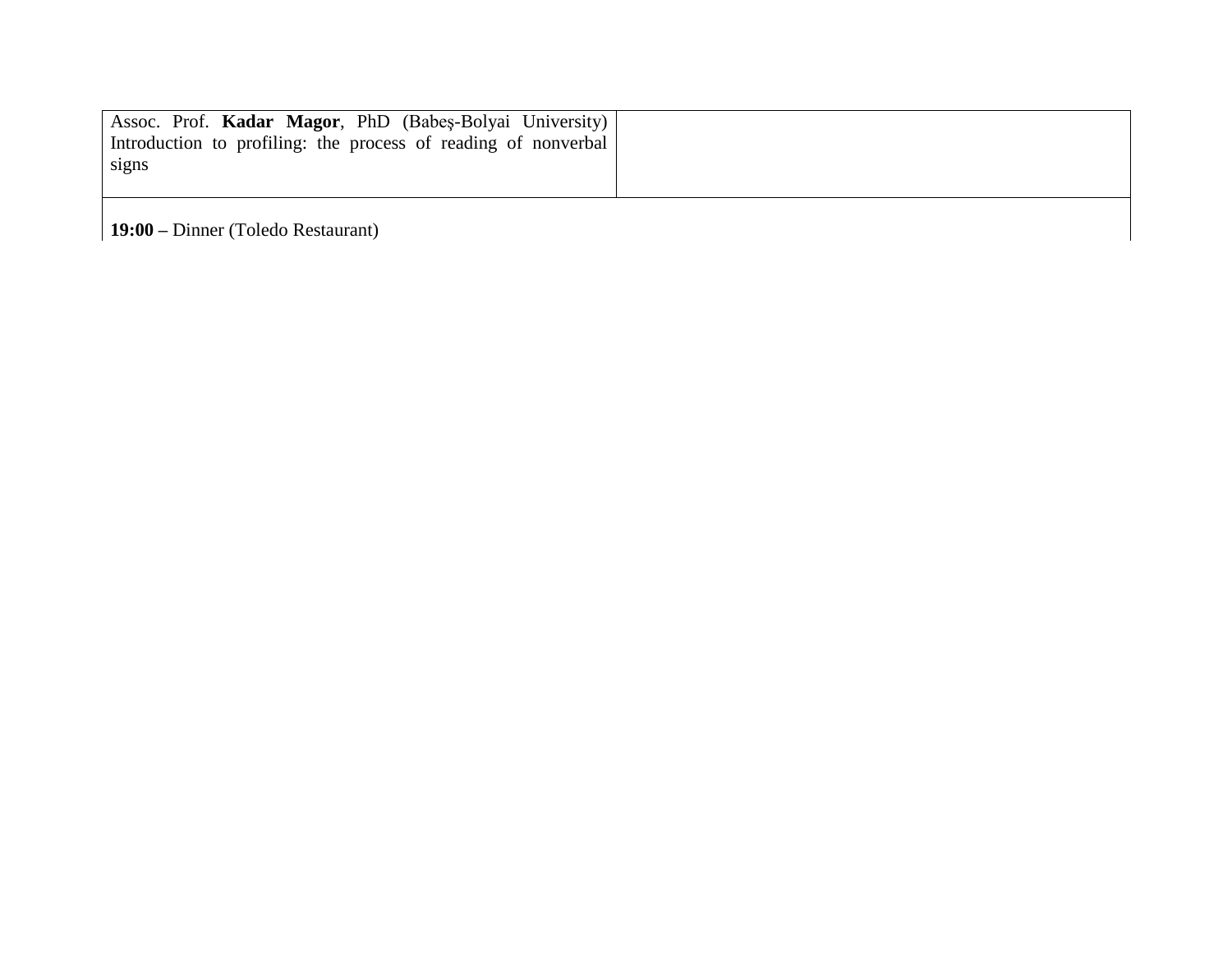| | |
|---|---|
| Assoc. Prof. **Kadar Magor**, PhD (Babeş-Bolyai University) Introduction to profiling: the process of reading of nonverbal signs | |
| **19:00 –** Dinner (Toledo Restaurant) | |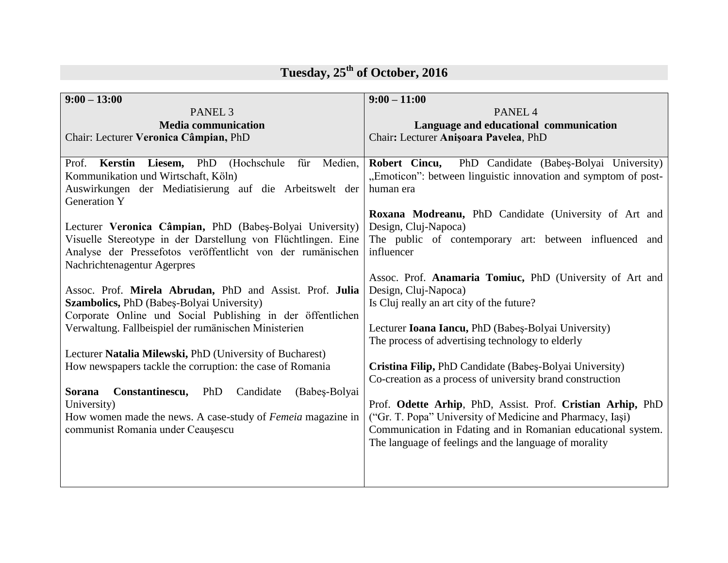## Tuesday, 25th of October, 2016

| **9:00 – 13:00**<br>PANEL 3<br>**Media communication**<br>Chair: Lecturer **Veronica Câmpian,** PhD | **9:00 – 11:00**<br>PANEL 4<br>**Language and educational communication**<br>Chair**:** Lecturer **Anişoara Pavelea**, PhD |
|---|---|
| Prof. **Kerstin Liesem,** PhD (Hochschule für Medien, Kommunikation und Wirtschaft, Köln)<br>Auswirkungen der Mediatisierung auf die Arbeitswelt der Generation Y<br><br>Lecturer **Veronica Câmpian,** PhD (Babeş-Bolyai University)<br>Visuelle Stereotype in der Darstellung von Flüchtlingen. Eine Analyse der Pressefotos veröffentlicht von der rumänischen Nachrichtenagentur Agerpres<br><br>Assoc. Prof. **Mirela Abrudan,** PhD and Assist. Prof. **Julia Szambolics,** PhD (Babeş-Bolyai University)<br>Corporate Online und Social Publishing in der öffentlichen Verwaltung. Fallbeispiel der rumänischen Ministerien<br><br>Lecturer **Natalia Milewski,** PhD (University of Bucharest)<br>How newspapers tackle the corruption: the case of Romania<br><br>**Sorana Constantinescu,** PhD Candidate (Babeş-Bolyai University)<br>How women made the news. A case-study of *Femeia* magazine in communist Romania under Ceauşescu | **Robert Cincu,** PhD Candidate (Babeş-Bolyai University)<br>„Emoticon”: between linguistic innovation and symptom of post-human era<br><br>**Roxana Modreanu,** PhD Candidate (University of Art and Design, Cluj-Napoca)<br>The public of contemporary art: between influenced and influencer<br><br>Assoc. Prof. **Anamaria Tomiuc,** PhD (University of Art and Design, Cluj-Napoca)<br>Is Cluj really an art city of the future?<br><br>Lecturer **Ioana Iancu,** PhD (Babeş-Bolyai University)<br>The process of advertising technology to elderly<br><br>**Cristina Filip,** PhD Candidate (Babeş-Bolyai University)<br>Co-creation as a process of university brand construction<br><br>Prof. **Odette Arhip**, PhD, Assist. Prof. **Cristian Arhip,** PhD (“Gr. T. Popa” University of Medicine and Pharmacy, Iaşi)<br>Communication in Fdating and in Romanian educational system. The language of feelings and the language of morality |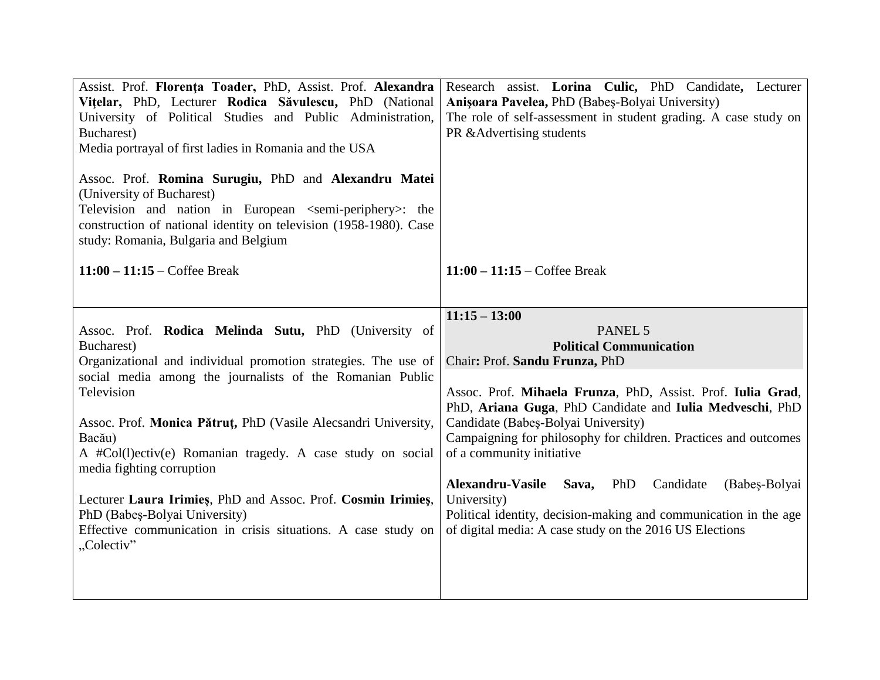| | |
|---|---|
| Assist. Prof. **Florenţa Toader,** PhD, Assist. Prof. **Alexandra Viţelar,** PhD, Lecturer **Rodica Săvulescu,** PhD (National University of Political Studies and Public Administration, Bucharest)<br>Media portrayal of first ladies in Romania and the USA<br><br>Assoc. Prof. **Romina Surugiu,** PhD and **Alexandru Matei** (University of Bucharest)<br>Television and nation in European <semi-periphery>: the construction of national identity on television (1958-1980). Case study: Romania, Bulgaria and Belgium<br><br>**11:00 – 11:15** – Coffee Break | Research assist. **Lorina Culic,** PhD Candidate**,** Lecturer **Anişoara Pavelea,** PhD (Babeş-Bolyai University)<br>The role of self-assessment in student grading. A case study on PR &Advertising students<br><br>**11:00 – 11:15** – Coffee Break |
| Assoc. Prof. **Rodica Melinda Sutu,** PhD (University of Bucharest)<br>Organizational and individual promotion strategies. The use of social media among the journalists of the Romanian Public Television<br><br>Assoc. Prof. **Monica Pătruţ,** PhD (Vasile Alecsandri University, Bacău)<br>A #Col(l)ectiv(e) Romanian tragedy. A case study on social media fighting corruption<br><br>Lecturer **Laura Irimieș**, PhD and Assoc. Prof. **Cosmin Irimieș**, PhD (Babeş-Bolyai University)<br>Effective communication in crisis situations. A case study on „Colectiv" | **11:15 – 13:00**<br>PANEL 5<br>**Political Communication**<br>Chair**:** Prof. **Sandu Frunza,** PhD<br><br>Assoc. Prof. **Mihaela Frunza**, PhD, Assist. Prof. **Iulia Grad**, PhD, **Ariana Guga**, PhD Candidate and **Iulia Medveschi**, PhD Candidate (Babeş-Bolyai University)<br>Campaigning for philosophy for children. Practices and outcomes of a community initiative<br><br>**Alexandru-Vasile Sava,** PhD Candidate (Babeş-Bolyai University)<br>Political identity, decision-making and communication in the age of digital media: A case study on the 2016 US Elections |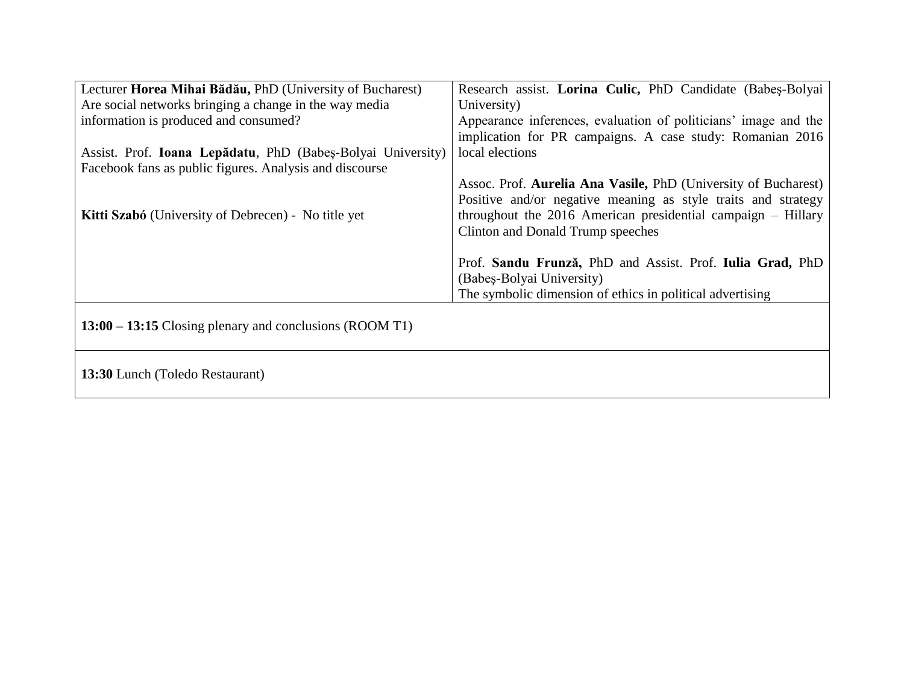| | |
|---|---|
| Lecturer **Horea Mihai Bădău,** PhD (University of Bucharest)<br>Are social networks bringing a change in the way media information is produced and consumed?<br><br>Assist. Prof. **Ioana Lepădatu**, PhD (Babeş-Bolyai University)<br>Facebook fans as public figures. Analysis and discourse<br><br><br>**Kitti Szabó** (University of Debrecen) - No title yet | Research assist. **Lorina Culic,** PhD Candidate (Babeş-Bolyai University)<br>Appearance inferences, evaluation of politicians' image and the implication for PR campaigns. A case study: Romanian 2016 local elections<br><br>Assoc. Prof. **Aurelia Ana Vasile,** PhD (University of Bucharest)<br>Positive and/or negative meaning as style traits and strategy throughout the 2016 American presidential campaign – Hillary Clinton and Donald Trump speeches<br><br>Prof. **Sandu Frunză,** PhD and Assist. Prof. **Iulia Grad,** PhD (Babeş-Bolyai University)<br>The symbolic dimension of ethics in political advertising |
| **13:00 – 13:15** Closing plenary and conclusions (ROOM T1) | |
| **13:30** Lunch (Toledo Restaurant) | |